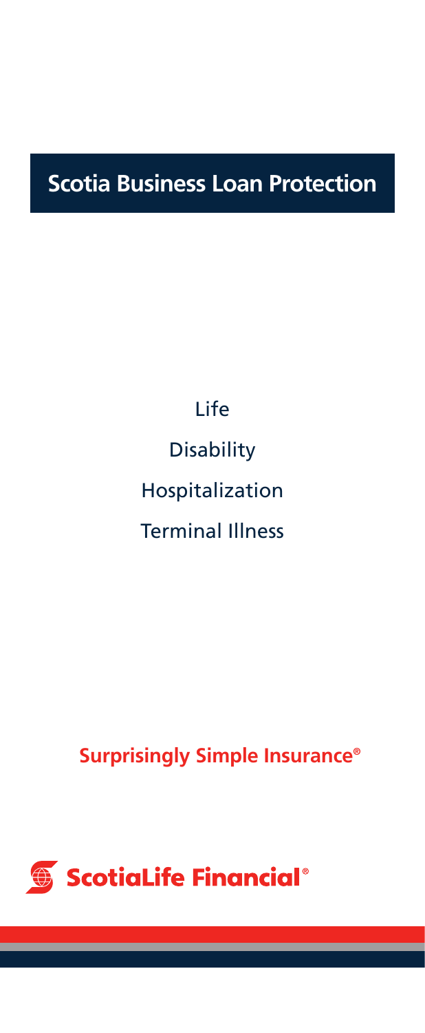# Scotia Business Loan Protection

Life

Disability

Hospitalization

Terminal Illness

**Surprisingly Simple Insurance®**

**ScotiaLife Financial®**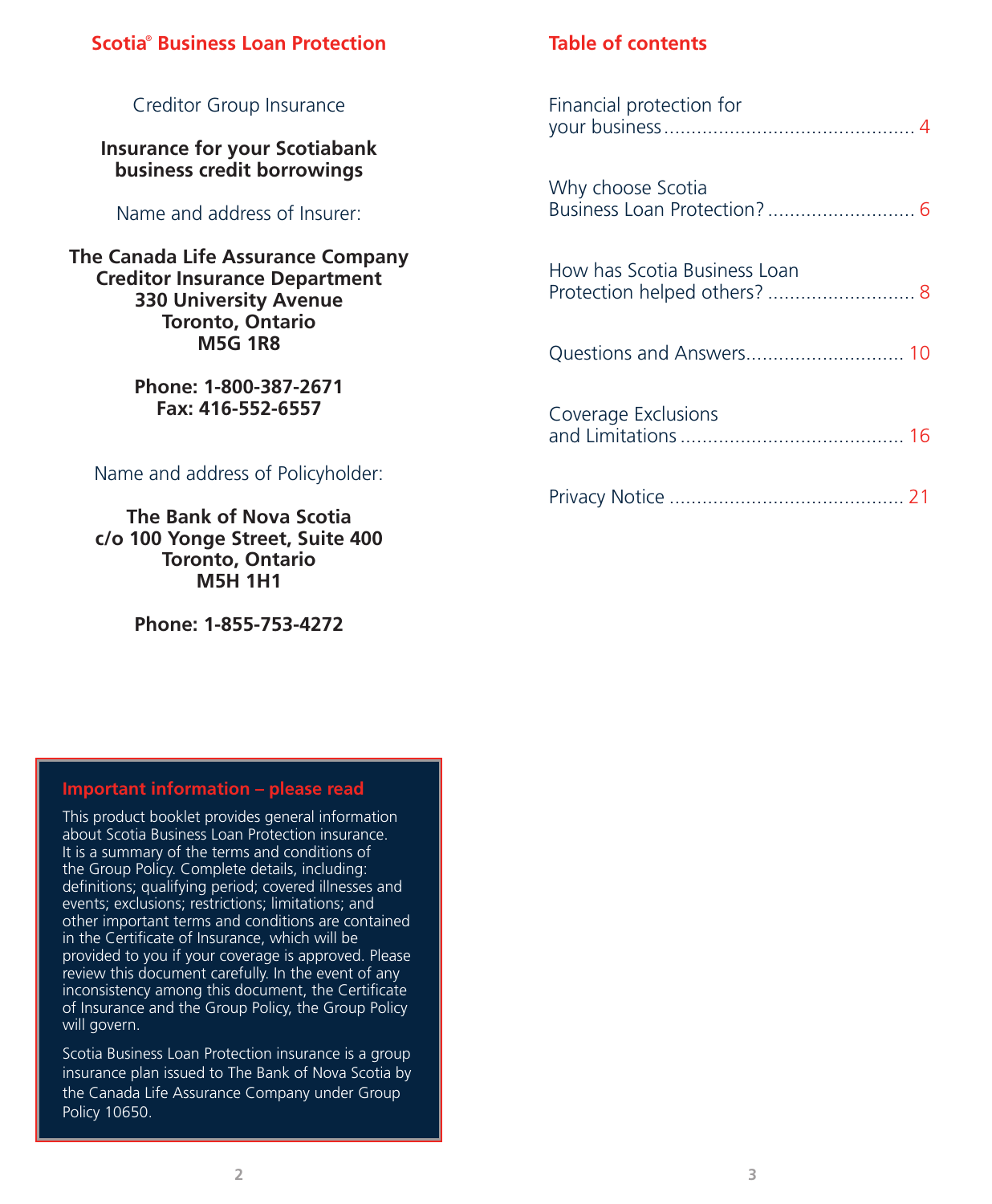## Scotia® Business Loan Protection

Creditor Group Insurance

**Insurance for your Scotiabank business credit borrowings**

Name and address of Insurer:

**The Canada Life Assurance Company**
**Creditor Insurance Department**
**330 University Avenue**
**Toronto, Ontario**
**M5G 1R8**

**Phone: 1-800-387-2671**
**Fax: 416-552-6557**

Name and address of Policyholder:

**The Bank of Nova Scotia**
**c/o 100 Yonge Street, Suite 400**
**Toronto, Ontario**
**M5H 1H1**

**Phone: 1-855-753-4272**

### Important information – please read

This product booklet provides general information about Scotia Business Loan Protection insurance. It is a summary of the terms and conditions of the Group Policy. Complete details, including: definitions; qualifying period; covered illnesses and events; exclusions; restrictions; limitations; and other important terms and conditions are contained in the Certificate of Insurance, which will be provided to you if your coverage is approved. Please review this document carefully. In the event of any inconsistency among this document, the Certificate of Insurance and the Group Policy, the Group Policy will govern.

Scotia Business Loan Protection insurance is a group insurance plan issued to The Bank of Nova Scotia by the Canada Life Assurance Company under Group Policy 10650.

## Table of contents

Financial protection for your business .......... 4

Why choose Scotia Business Loan Protection? .......... 6

How has Scotia Business Loan Protection helped others? .......... 8

Questions and Answers .......... 10

Coverage Exclusions and Limitations .......... 16

Privacy Notice .......... 21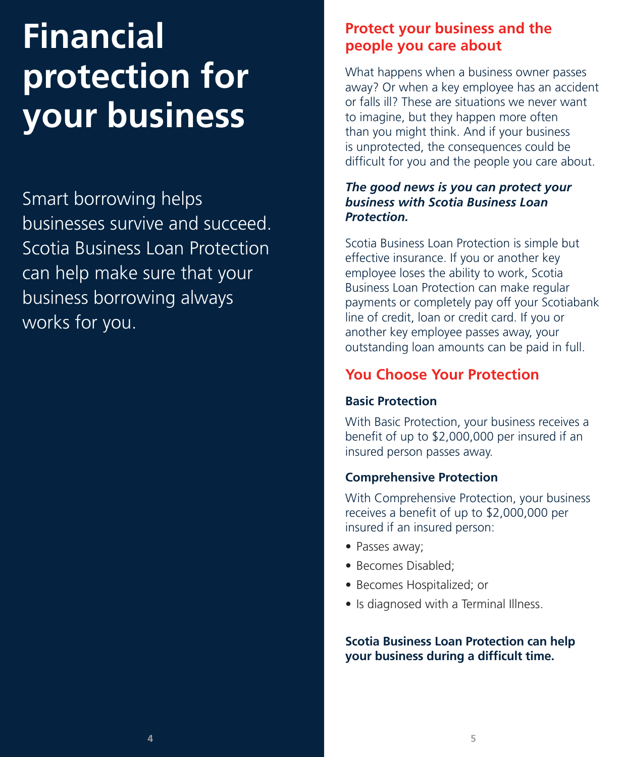# Financial protection for your business

Smart borrowing helps businesses survive and succeed. Scotia Business Loan Protection can help make sure that your business borrowing always works for you.

## Protect your business and the people you care about

What happens when a business owner passes away? Or when a key employee has an accident or falls ill? These are situations we never want to imagine, but they happen more often than you might think. And if your business is unprotected, the consequences could be difficult for you and the people you care about.

***The good news is you can protect your business with Scotia Business Loan Protection.***

Scotia Business Loan Protection is simple but effective insurance. If you or another key employee loses the ability to work, Scotia Business Loan Protection can make regular payments or completely pay off your Scotiabank line of credit, loan or credit card. If you or another key employee passes away, your outstanding loan amounts can be paid in full.

## You Choose Your Protection

### Basic Protection

With Basic Protection, your business receives a benefit of up to $2,000,000 per insured if an insured person passes away.

### Comprehensive Protection

With Comprehensive Protection, your business receives a benefit of up to $2,000,000 per insured if an insured person:

- Passes away;
- Becomes Disabled;
- Becomes Hospitalized; or
- Is diagnosed with a Terminal Illness.

**Scotia Business Loan Protection can help your business during a difficult time.**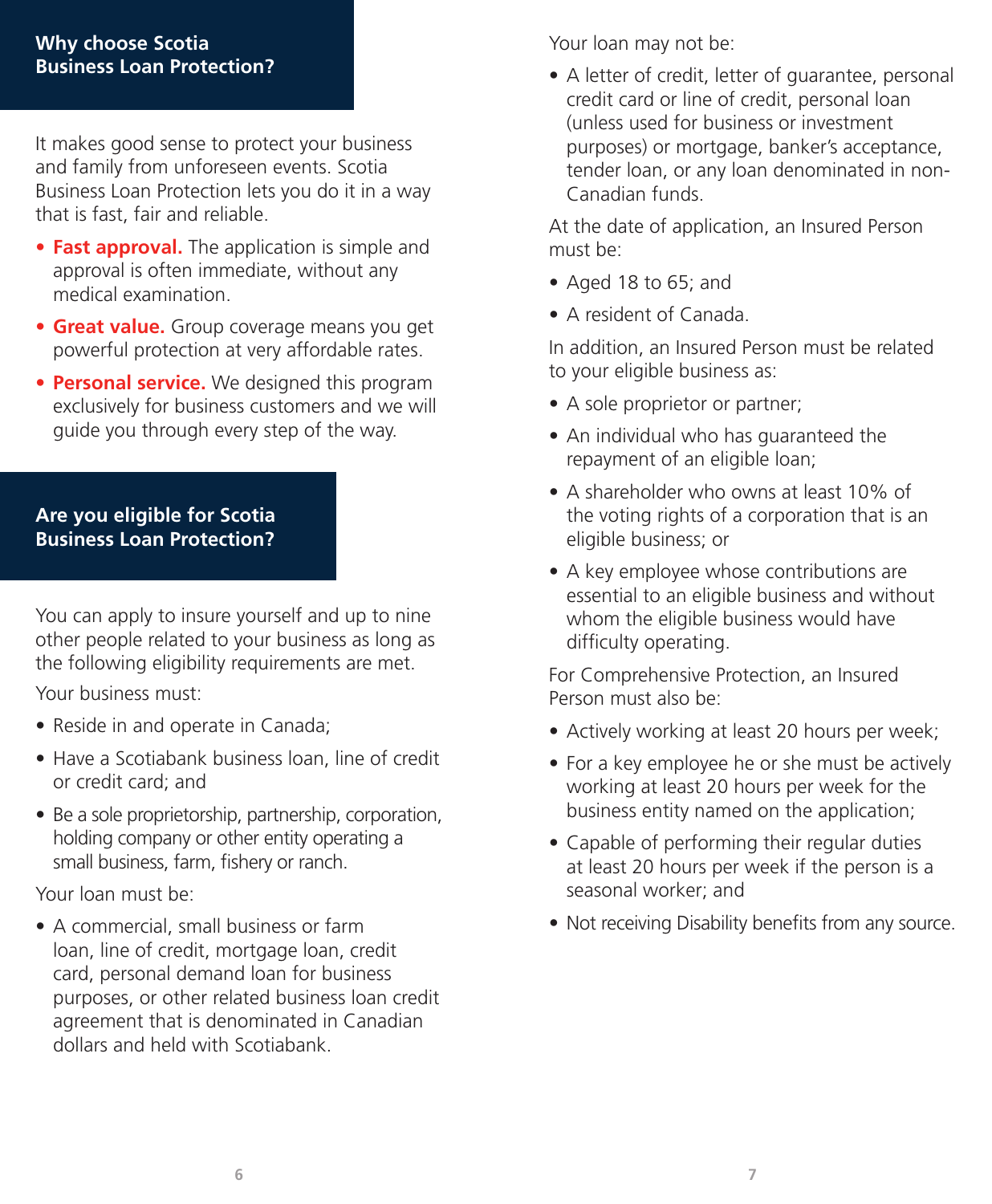## Why choose Scotia Business Loan Protection?

It makes good sense to protect your business and family from unforeseen events. Scotia Business Loan Protection lets you do it in a way that is fast, fair and reliable.

- **Fast approval.** The application is simple and approval is often immediate, without any medical examination.
- **Great value.** Group coverage means you get powerful protection at very affordable rates.
- **Personal service.** We designed this program exclusively for business customers and we will guide you through every step of the way.

## Are you eligible for Scotia Business Loan Protection?

You can apply to insure yourself and up to nine other people related to your business as long as the following eligibility requirements are met.

Your business must:

- Reside in and operate in Canada;
- Have a Scotiabank business loan, line of credit or credit card; and
- Be a sole proprietorship, partnership, corporation, holding company or other entity operating a small business, farm, fishery or ranch.

Your loan must be:

- A commercial, small business or farm loan, line of credit, mortgage loan, credit card, personal demand loan for business purposes, or other related business loan credit agreement that is denominated in Canadian dollars and held with Scotiabank.

Your loan may not be:

- A letter of credit, letter of guarantee, personal credit card or line of credit, personal loan (unless used for business or investment purposes) or mortgage, banker's acceptance, tender loan, or any loan denominated in non-Canadian funds.

At the date of application, an Insured Person must be:

- Aged 18 to 65; and
- A resident of Canada.

In addition, an Insured Person must be related to your eligible business as:

- A sole proprietor or partner;
- An individual who has guaranteed the repayment of an eligible loan;
- A shareholder who owns at least 10% of the voting rights of a corporation that is an eligible business; or
- A key employee whose contributions are essential to an eligible business and without whom the eligible business would have difficulty operating.

For Comprehensive Protection, an Insured Person must also be:

- Actively working at least 20 hours per week;
- For a key employee he or she must be actively working at least 20 hours per week for the business entity named on the application;
- Capable of performing their regular duties at least 20 hours per week if the person is a seasonal worker; and
- Not receiving Disability benefits from any source.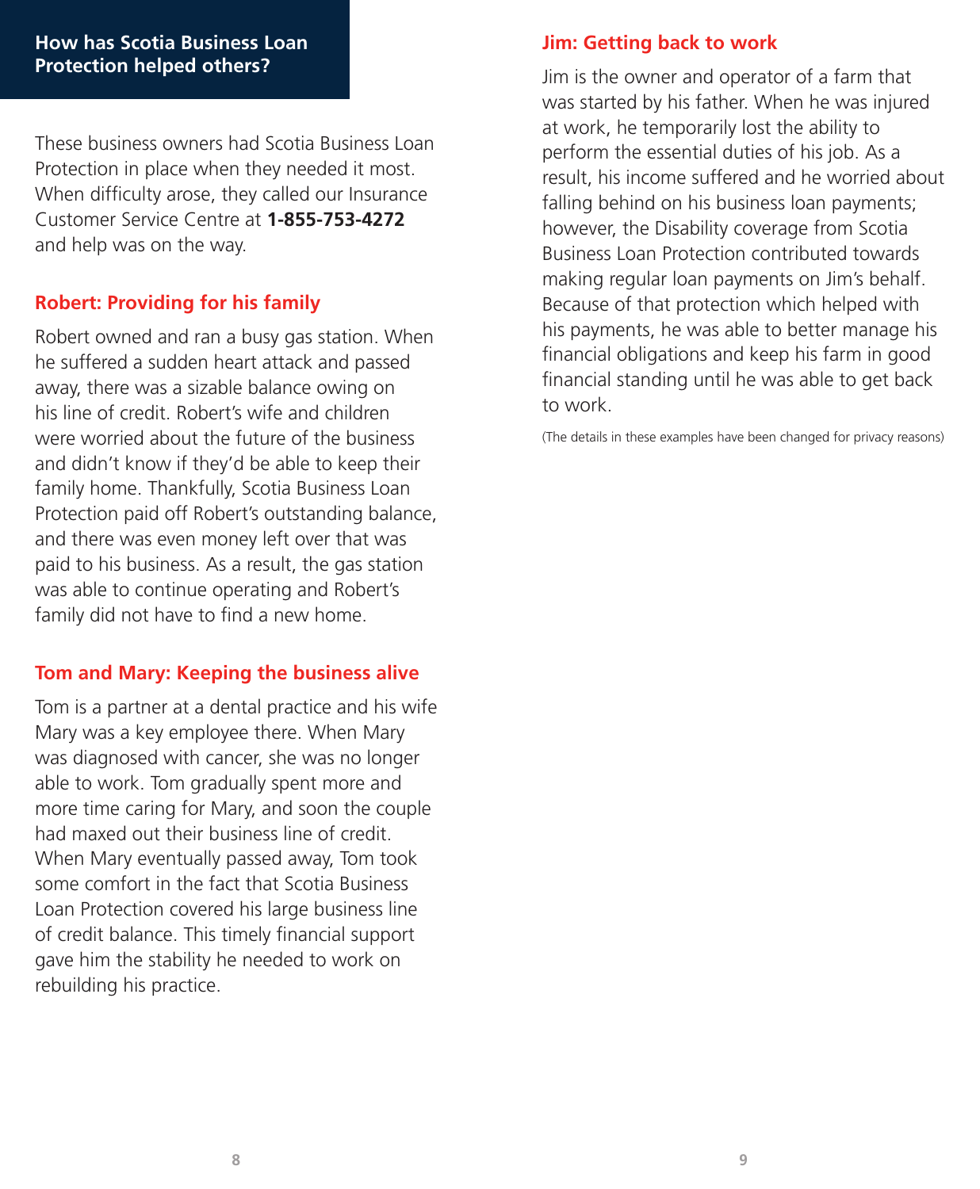## How has Scotia Business Loan Protection helped others?

These business owners had Scotia Business Loan Protection in place when they needed it most. When difficulty arose, they called our Insurance Customer Service Centre at **1-855-753-4272** and help was on the way.

### Robert: Providing for his family

Robert owned and ran a busy gas station. When he suffered a sudden heart attack and passed away, there was a sizable balance owing on his line of credit. Robert's wife and children were worried about the future of the business and didn't know if they'd be able to keep their family home. Thankfully, Scotia Business Loan Protection paid off Robert's outstanding balance, and there was even money left over that was paid to his business. As a result, the gas station was able to continue operating and Robert's family did not have to find a new home.

### Tom and Mary: Keeping the business alive

Tom is a partner at a dental practice and his wife Mary was a key employee there. When Mary was diagnosed with cancer, she was no longer able to work. Tom gradually spent more and more time caring for Mary, and soon the couple had maxed out their business line of credit. When Mary eventually passed away, Tom took some comfort in the fact that Scotia Business Loan Protection covered his large business line of credit balance. This timely financial support gave him the stability he needed to work on rebuilding his practice.

### Jim: Getting back to work

Jim is the owner and operator of a farm that was started by his father. When he was injured at work, he temporarily lost the ability to perform the essential duties of his job. As a result, his income suffered and he worried about falling behind on his business loan payments; however, the Disability coverage from Scotia Business Loan Protection contributed towards making regular loan payments on Jim's behalf. Because of that protection which helped with his payments, he was able to better manage his financial obligations and keep his farm in good financial standing until he was able to get back to work.

(The details in these examples have been changed for privacy reasons)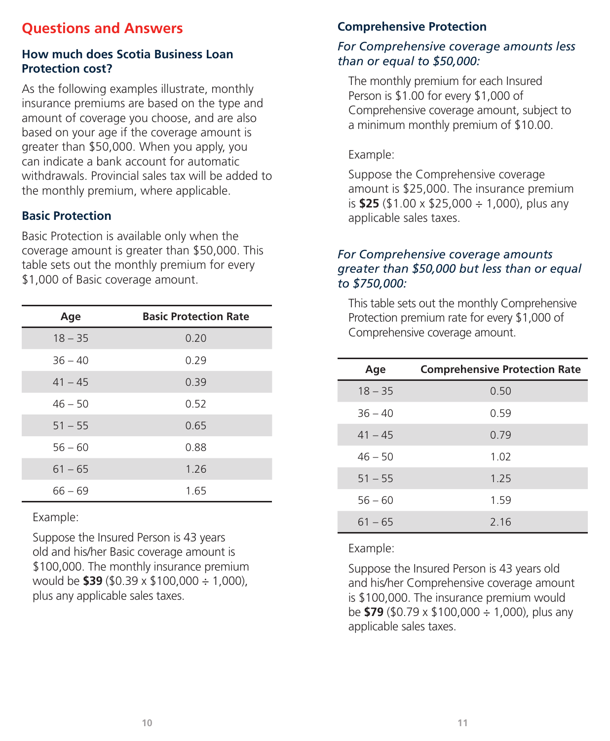## Questions and Answers

### How much does Scotia Business Loan Protection cost?

As the following examples illustrate, monthly insurance premiums are based on the type and amount of coverage you choose, and are also based on your age if the coverage amount is greater than $50,000. When you apply, you can indicate a bank account for automatic withdrawals. Provincial sales tax will be added to the monthly premium, where applicable.

### Basic Protection

Basic Protection is available only when the coverage amount is greater than $50,000. This table sets out the monthly premium for every $1,000 of Basic coverage amount.

| Age | Basic Protection Rate |
|---|---|
| 18 – 35 | 0.20 |
| 36 – 40 | 0.29 |
| 41 – 45 | 0.39 |
| 46 – 50 | 0.52 |
| 51 – 55 | 0.65 |
| 56 – 60 | 0.88 |
| 61 – 65 | 1.26 |
| 66 – 69 | 1.65 |

Example:

Suppose the Insured Person is 43 years old and his/her Basic coverage amount is $100,000. The monthly insurance premium would be **$39** ($0.39 x $100,000 ÷ 1,000), plus any applicable sales taxes.

### Comprehensive Protection

*For Comprehensive coverage amounts less than or equal to $50,000:*

The monthly premium for each Insured Person is $1.00 for every $1,000 of Comprehensive coverage amount, subject to a minimum monthly premium of $10.00.

Example:

Suppose the Comprehensive coverage amount is $25,000. The insurance premium is **$25** ($1.00 x $25,000 ÷ 1,000), plus any applicable sales taxes.

*For Comprehensive coverage amounts greater than $50,000 but less than or equal to $750,000:*

This table sets out the monthly Comprehensive Protection premium rate for every $1,000 of Comprehensive coverage amount.

| Age | Comprehensive Protection Rate |
|---|---|
| 18 – 35 | 0.50 |
| 36 – 40 | 0.59 |
| 41 – 45 | 0.79 |
| 46 – 50 | 1.02 |
| 51 – 55 | 1.25 |
| 56 – 60 | 1.59 |
| 61 – 65 | 2.16 |

Example:

Suppose the Insured Person is 43 years old and his/her Comprehensive coverage amount is $100,000. The insurance premium would be **$79** ($0.79 x $100,000 ÷ 1,000), plus any applicable sales taxes.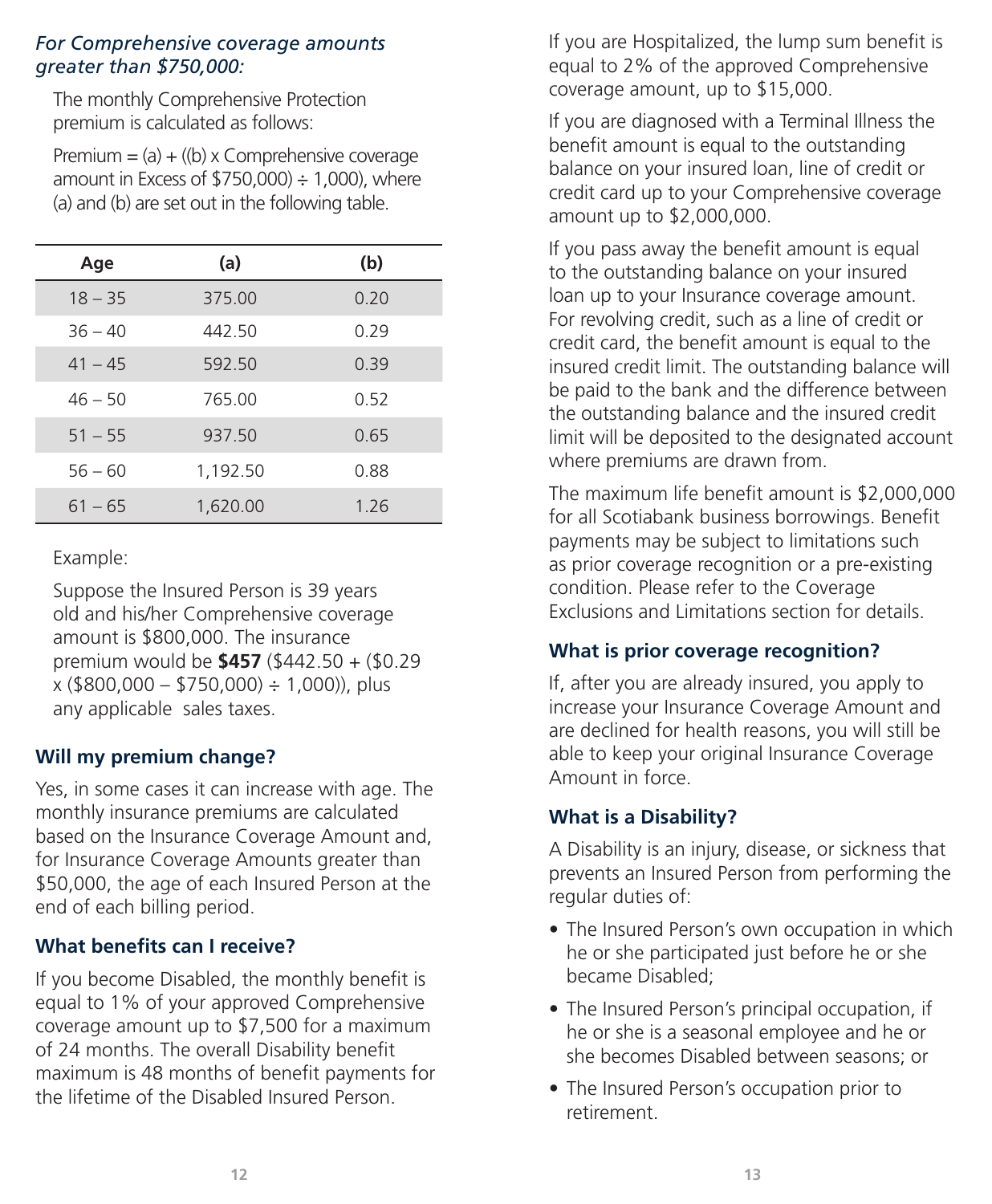*For Comprehensive coverage amounts greater than $750,000:*

The monthly Comprehensive Protection premium is calculated as follows:

Premium = (a) + ((b) x Comprehensive coverage amount in Excess of $750,000) ÷ 1,000), where (a) and (b) are set out in the following table.

| Age | (a) | (b) |
|---|---|---|
| 18 – 35 | 375.00 | 0.20 |
| 36 – 40 | 442.50 | 0.29 |
| 41 – 45 | 592.50 | 0.39 |
| 46 – 50 | 765.00 | 0.52 |
| 51 – 55 | 937.50 | 0.65 |
| 56 – 60 | 1,192.50 | 0.88 |
| 61 – 65 | 1,620.00 | 1.26 |

Example:

Suppose the Insured Person is 39 years old and his/her Comprehensive coverage amount is $800,000. The insurance premium would be **$457** ($442.50 + ($0.29 x ($800,000 – $750,000) ÷ 1,000)), plus any applicable sales taxes.

### Will my premium change?

Yes, in some cases it can increase with age. The monthly insurance premiums are calculated based on the Insurance Coverage Amount and, for Insurance Coverage Amounts greater than $50,000, the age of each Insured Person at the end of each billing period.

### What benefits can I receive?

If you become Disabled, the monthly benefit is equal to 1% of your approved Comprehensive coverage amount up to $7,500 for a maximum of 24 months. The overall Disability benefit maximum is 48 months of benefit payments for the lifetime of the Disabled Insured Person.

If you are Hospitalized, the lump sum benefit is equal to 2% of the approved Comprehensive coverage amount, up to $15,000.

If you are diagnosed with a Terminal Illness the benefit amount is equal to the outstanding balance on your insured loan, line of credit or credit card up to your Comprehensive coverage amount up to $2,000,000.

If you pass away the benefit amount is equal to the outstanding balance on your insured loan up to your Insurance coverage amount. For revolving credit, such as a line of credit or credit card, the benefit amount is equal to the insured credit limit. The outstanding balance will be paid to the bank and the difference between the outstanding balance and the insured credit limit will be deposited to the designated account where premiums are drawn from.

The maximum life benefit amount is $2,000,000 for all Scotiabank business borrowings. Benefit payments may be subject to limitations such as prior coverage recognition or a pre-existing condition. Please refer to the Coverage Exclusions and Limitations section for details.

### What is prior coverage recognition?

If, after you are already insured, you apply to increase your Insurance Coverage Amount and are declined for health reasons, you will still be able to keep your original Insurance Coverage Amount in force.

### What is a Disability?

A Disability is an injury, disease, or sickness that prevents an Insured Person from performing the regular duties of:

- The Insured Person's own occupation in which he or she participated just before he or she became Disabled;
- The Insured Person's principal occupation, if he or she is a seasonal employee and he or she becomes Disabled between seasons; or
- The Insured Person's occupation prior to retirement.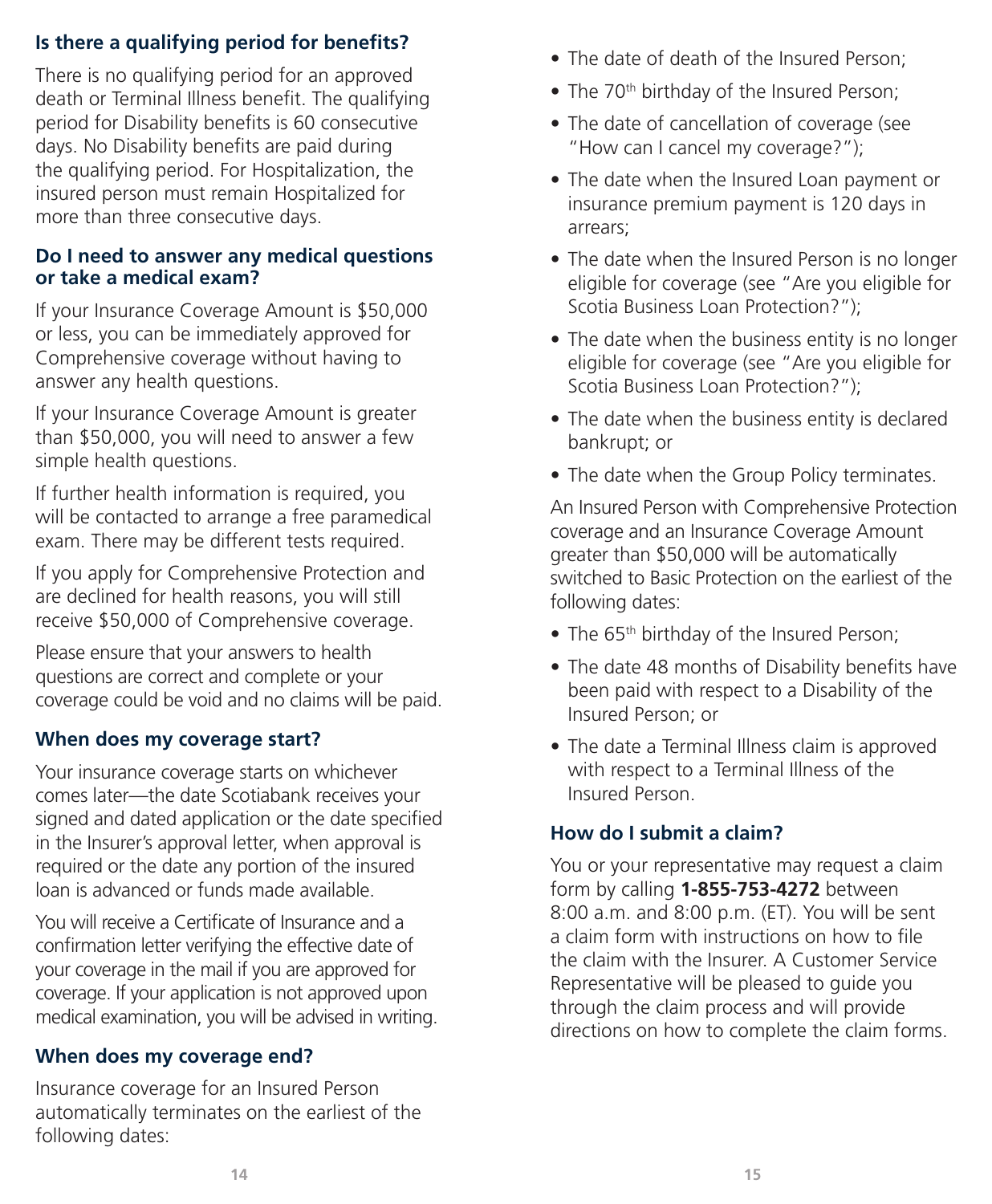### Is there a qualifying period for benefits?

There is no qualifying period for an approved death or Terminal Illness benefit. The qualifying period for Disability benefits is 60 consecutive days. No Disability benefits are paid during the qualifying period. For Hospitalization, the insured person must remain Hospitalized for more than three consecutive days.

### Do I need to answer any medical questions or take a medical exam?

If your Insurance Coverage Amount is $50,000 or less, you can be immediately approved for Comprehensive coverage without having to answer any health questions.

If your Insurance Coverage Amount is greater than $50,000, you will need to answer a few simple health questions.

If further health information is required, you will be contacted to arrange a free paramedical exam. There may be different tests required.

If you apply for Comprehensive Protection and are declined for health reasons, you will still receive $50,000 of Comprehensive coverage.

Please ensure that your answers to health questions are correct and complete or your coverage could be void and no claims will be paid.

### When does my coverage start?

Your insurance coverage starts on whichever comes later—the date Scotiabank receives your signed and dated application or the date specified in the Insurer's approval letter, when approval is required or the date any portion of the insured loan is advanced or funds made available.

You will receive a Certificate of Insurance and a confirmation letter verifying the effective date of your coverage in the mail if you are approved for coverage. If your application is not approved upon medical examination, you will be advised in writing.

### When does my coverage end?

Insurance coverage for an Insured Person automatically terminates on the earliest of the following dates:

- The date of death of the Insured Person;
- The 70th birthday of the Insured Person;
- The date of cancellation of coverage (see "How can I cancel my coverage?");
- The date when the Insured Loan payment or insurance premium payment is 120 days in arrears;
- The date when the Insured Person is no longer eligible for coverage (see "Are you eligible for Scotia Business Loan Protection?");
- The date when the business entity is no longer eligible for coverage (see "Are you eligible for Scotia Business Loan Protection?");
- The date when the business entity is declared bankrupt; or
- The date when the Group Policy terminates.

An Insured Person with Comprehensive Protection coverage and an Insurance Coverage Amount greater than $50,000 will be automatically switched to Basic Protection on the earliest of the following dates:

- The 65th birthday of the Insured Person;
- The date 48 months of Disability benefits have been paid with respect to a Disability of the Insured Person; or
- The date a Terminal Illness claim is approved with respect to a Terminal Illness of the Insured Person.

### How do I submit a claim?

You or your representative may request a claim form by calling **1-855-753-4272** between 8:00 a.m. and 8:00 p.m. (ET). You will be sent a claim form with instructions on how to file the claim with the Insurer. A Customer Service Representative will be pleased to guide you through the claim process and will provide directions on how to complete the claim forms.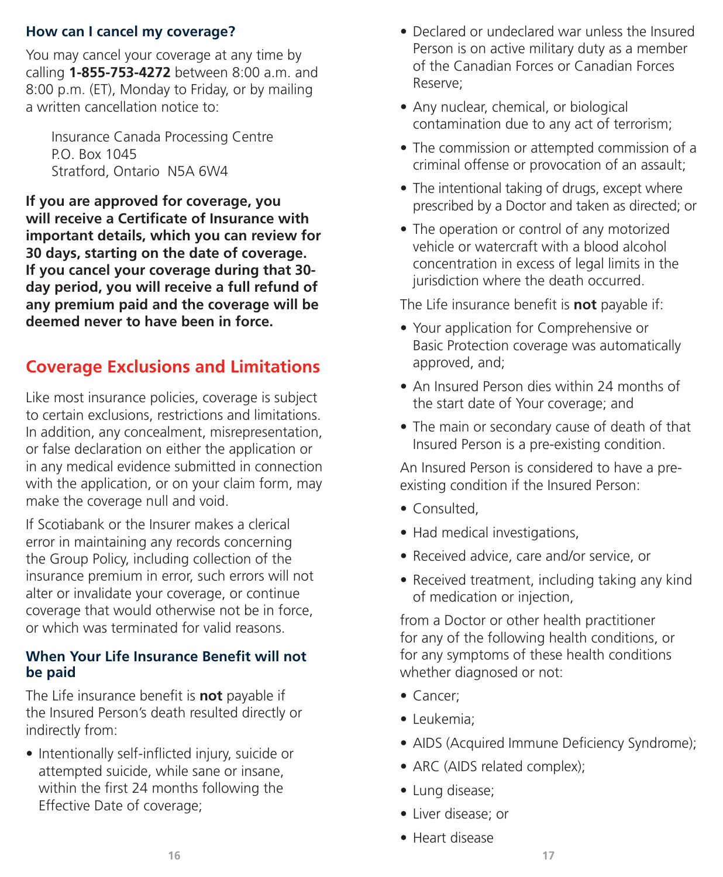### How can I cancel my coverage?

You may cancel your coverage at any time by calling **1-855-753-4272** between 8:00 a.m. and 8:00 p.m. (ET), Monday to Friday, or by mailing a written cancellation notice to:

Insurance Canada Processing Centre
P.O. Box 1045
Stratford, Ontario N5A 6W4

**If you are approved for coverage, you will receive a Certificate of Insurance with important details, which you can review for 30 days, starting on the date of coverage. If you cancel your coverage during that 30-day period, you will receive a full refund of any premium paid and the coverage will be deemed never to have been in force.**

## Coverage Exclusions and Limitations

Like most insurance policies, coverage is subject to certain exclusions, restrictions and limitations. In addition, any concealment, misrepresentation, or false declaration on either the application or in any medical evidence submitted in connection with the application, or on your claim form, may make the coverage null and void.

If Scotiabank or the Insurer makes a clerical error in maintaining any records concerning the Group Policy, including collection of the insurance premium in error, such errors will not alter or invalidate your coverage, or continue coverage that would otherwise not be in force, or which was terminated for valid reasons.

### When Your Life Insurance Benefit will not be paid

The Life insurance benefit is **not** payable if the Insured Person's death resulted directly or indirectly from:

- Intentionally self-inflicted injury, suicide or attempted suicide, while sane or insane, within the first 24 months following the Effective Date of coverage;
- Declared or undeclared war unless the Insured Person is on active military duty as a member of the Canadian Forces or Canadian Forces Reserve;
- Any nuclear, chemical, or biological contamination due to any act of terrorism;
- The commission or attempted commission of a criminal offense or provocation of an assault;
- The intentional taking of drugs, except where prescribed by a Doctor and taken as directed; or
- The operation or control of any motorized vehicle or watercraft with a blood alcohol concentration in excess of legal limits in the jurisdiction where the death occurred.

The Life insurance benefit is **not** payable if:

- Your application for Comprehensive or Basic Protection coverage was automatically approved, and;
- An Insured Person dies within 24 months of the start date of Your coverage; and
- The main or secondary cause of death of that Insured Person is a pre-existing condition.

An Insured Person is considered to have a pre-existing condition if the Insured Person:

- Consulted,
- Had medical investigations,
- Received advice, care and/or service, or
- Received treatment, including taking any kind of medication or injection,

from a Doctor or other health practitioner for any of the following health conditions, or for any symptoms of these health conditions whether diagnosed or not:

- Cancer;
- Leukemia;
- AIDS (Acquired Immune Deficiency Syndrome);
- ARC (AIDS related complex);
- Lung disease;
- Liver disease; or
- Heart disease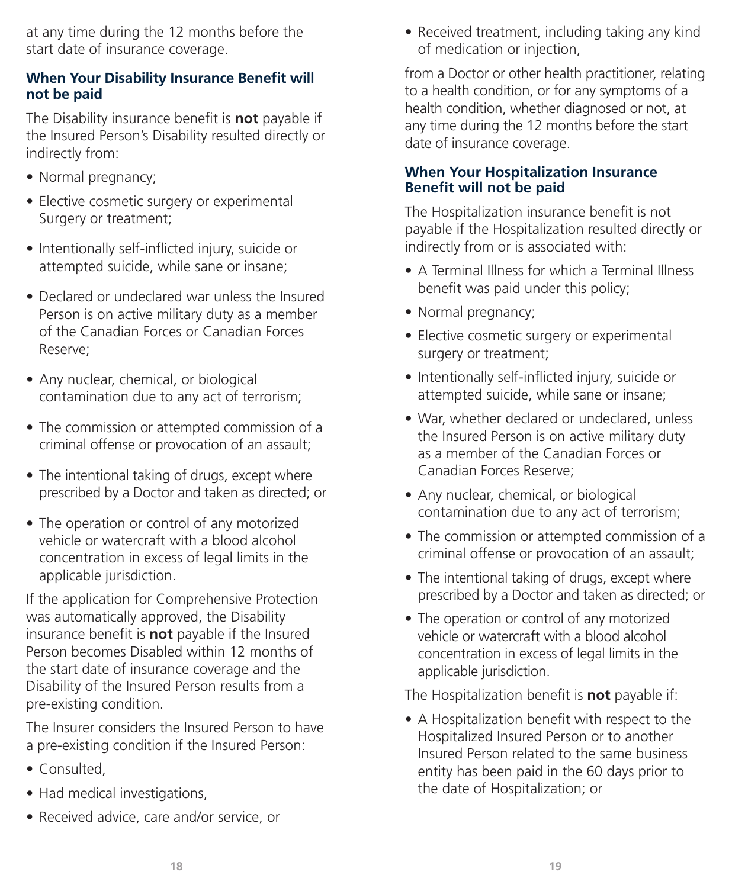at any time during the 12 months before the start date of insurance coverage.

### When Your Disability Insurance Benefit will not be paid

The Disability insurance benefit is **not** payable if the Insured Person's Disability resulted directly or indirectly from:

- Normal pregnancy;
- Elective cosmetic surgery or experimental Surgery or treatment;
- Intentionally self-inflicted injury, suicide or attempted suicide, while sane or insane;
- Declared or undeclared war unless the Insured Person is on active military duty as a member of the Canadian Forces or Canadian Forces Reserve;
- Any nuclear, chemical, or biological contamination due to any act of terrorism;
- The commission or attempted commission of a criminal offense or provocation of an assault;
- The intentional taking of drugs, except where prescribed by a Doctor and taken as directed; or
- The operation or control of any motorized vehicle or watercraft with a blood alcohol concentration in excess of legal limits in the applicable jurisdiction.

If the application for Comprehensive Protection was automatically approved, the Disability insurance benefit is **not** payable if the Insured Person becomes Disabled within 12 months of the start date of insurance coverage and the Disability of the Insured Person results from a pre-existing condition.

The Insurer considers the Insured Person to have a pre-existing condition if the Insured Person:

- Consulted,
- Had medical investigations,
- Received advice, care and/or service, or
- Received treatment, including taking any kind of medication or injection,

from a Doctor or other health practitioner, relating to a health condition, or for any symptoms of a health condition, whether diagnosed or not, at any time during the 12 months before the start date of insurance coverage.

### When Your Hospitalization Insurance Benefit will not be paid

The Hospitalization insurance benefit is not payable if the Hospitalization resulted directly or indirectly from or is associated with:

- A Terminal Illness for which a Terminal Illness benefit was paid under this policy;
- Normal pregnancy;
- Elective cosmetic surgery or experimental surgery or treatment;
- Intentionally self-inflicted injury, suicide or attempted suicide, while sane or insane;
- War, whether declared or undeclared, unless the Insured Person is on active military duty as a member of the Canadian Forces or Canadian Forces Reserve;
- Any nuclear, chemical, or biological contamination due to any act of terrorism;
- The commission or attempted commission of a criminal offense or provocation of an assault;
- The intentional taking of drugs, except where prescribed by a Doctor and taken as directed; or
- The operation or control of any motorized vehicle or watercraft with a blood alcohol concentration in excess of legal limits in the applicable jurisdiction.

The Hospitalization benefit is **not** payable if:

- A Hospitalization benefit with respect to the Hospitalized Insured Person or to another Insured Person related to the same business entity has been paid in the 60 days prior to the date of Hospitalization; or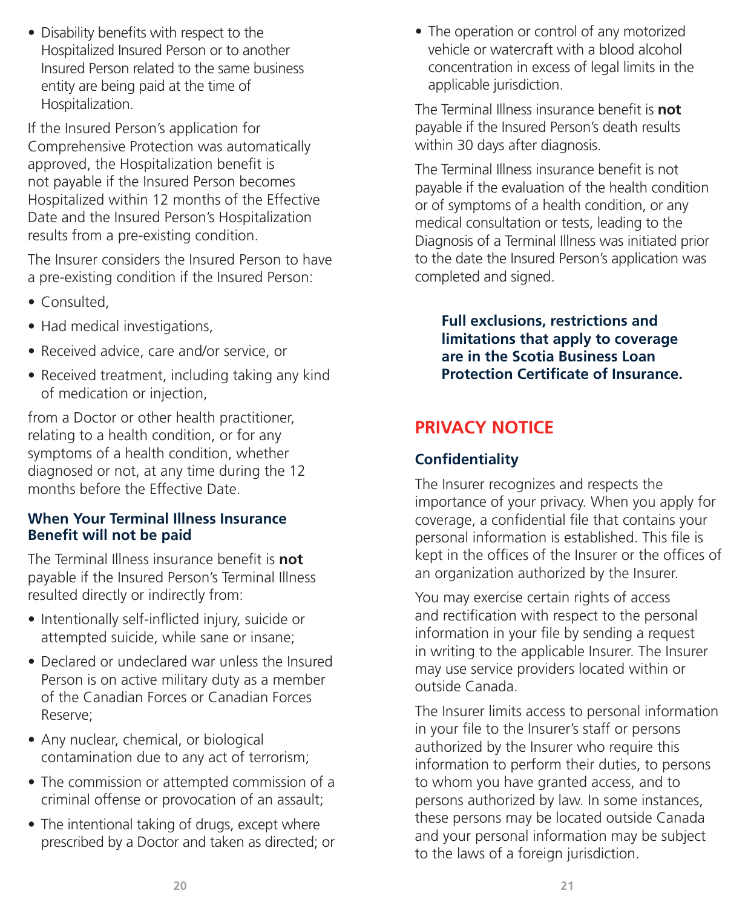- Disability benefits with respect to the Hospitalized Insured Person or to another Insured Person related to the same business entity are being paid at the time of Hospitalization.

If the Insured Person's application for Comprehensive Protection was automatically approved, the Hospitalization benefit is not payable if the Insured Person becomes Hospitalized within 12 months of the Effective Date and the Insured Person's Hospitalization results from a pre-existing condition.

The Insurer considers the Insured Person to have a pre-existing condition if the Insured Person:

- Consulted,
- Had medical investigations,
- Received advice, care and/or service, or
- Received treatment, including taking any kind of medication or injection,

from a Doctor or other health practitioner, relating to a health condition, or for any symptoms of a health condition, whether diagnosed or not, at any time during the 12 months before the Effective Date.

### When Your Terminal Illness Insurance Benefit will not be paid

The Terminal Illness insurance benefit is **not** payable if the Insured Person's Terminal Illness resulted directly or indirectly from:

- Intentionally self-inflicted injury, suicide or attempted suicide, while sane or insane;
- Declared or undeclared war unless the Insured Person is on active military duty as a member of the Canadian Forces or Canadian Forces Reserve;
- Any nuclear, chemical, or biological contamination due to any act of terrorism;
- The commission or attempted commission of a criminal offense or provocation of an assault;
- The intentional taking of drugs, except where prescribed by a Doctor and taken as directed; or
- The operation or control of any motorized vehicle or watercraft with a blood alcohol concentration in excess of legal limits in the applicable jurisdiction.

The Terminal Illness insurance benefit is **not** payable if the Insured Person's death results within 30 days after diagnosis.

The Terminal Illness insurance benefit is not payable if the evaluation of the health condition or of symptoms of a health condition, or any medical consultation or tests, leading to the Diagnosis of a Terminal Illness was initiated prior to the date the Insured Person's application was completed and signed.

**Full exclusions, restrictions and limitations that apply to coverage are in the Scotia Business Loan Protection Certificate of Insurance.**

## PRIVACY NOTICE

### Confidentiality

The Insurer recognizes and respects the importance of your privacy. When you apply for coverage, a confidential file that contains your personal information is established. This file is kept in the offices of the Insurer or the offices of an organization authorized by the Insurer.

You may exercise certain rights of access and rectification with respect to the personal information in your file by sending a request in writing to the applicable Insurer. The Insurer may use service providers located within or outside Canada.

The Insurer limits access to personal information in your file to the Insurer's staff or persons authorized by the Insurer who require this information to perform their duties, to persons to whom you have granted access, and to persons authorized by law. In some instances, these persons may be located outside Canada and your personal information may be subject to the laws of a foreign jurisdiction.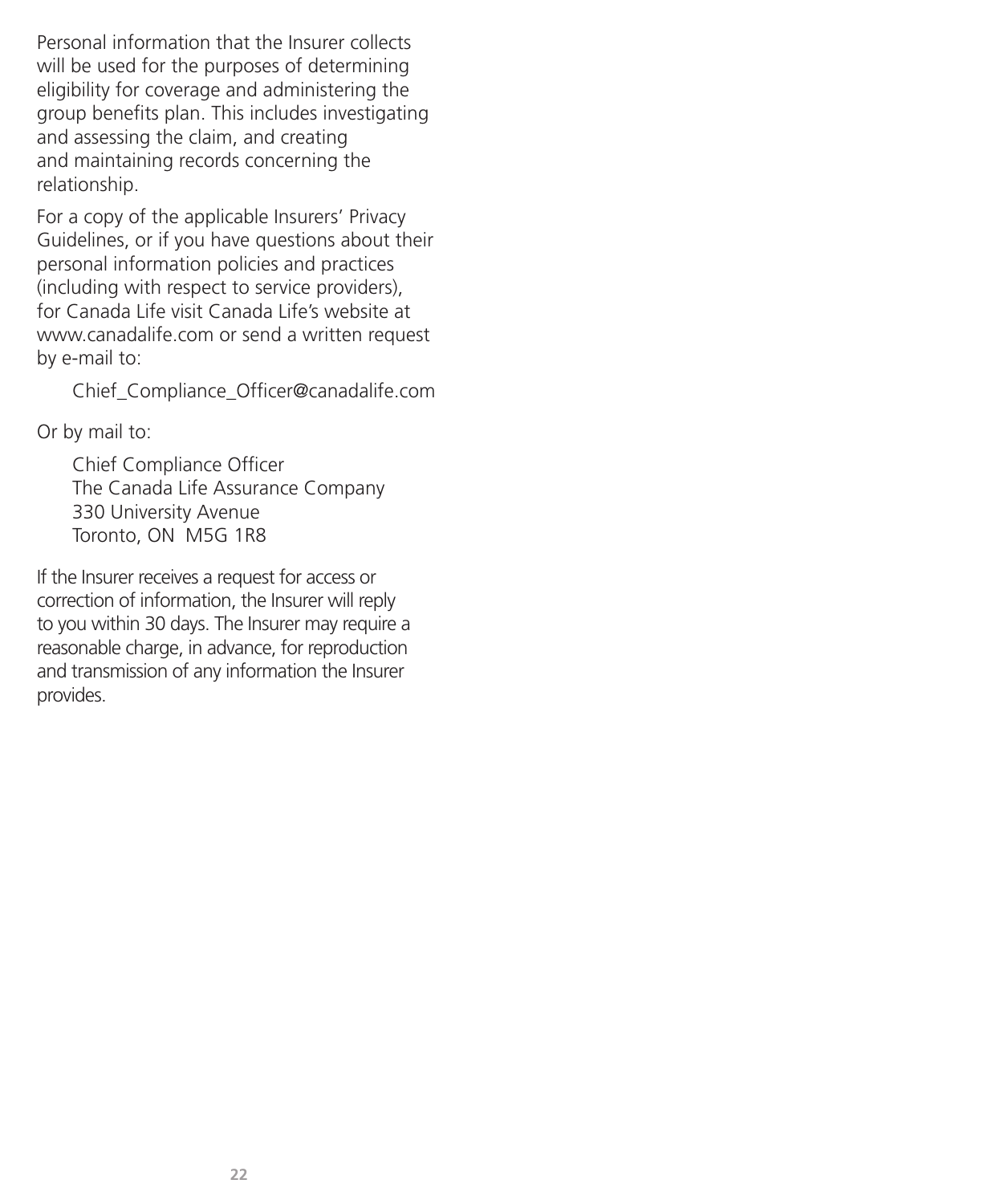Personal information that the Insurer collects will be used for the purposes of determining eligibility for coverage and administering the group benefits plan. This includes investigating and assessing the claim, and creating and maintaining records concerning the relationship.

For a copy of the applicable Insurers' Privacy Guidelines, or if you have questions about their personal information policies and practices (including with respect to service providers), for Canada Life visit Canada Life's website at www.canadalife.com or send a written request by e-mail to:

> Chief_Compliance_Officer@canadalife.com

Or by mail to:

> Chief Compliance Officer  
> The Canada Life Assurance Company  
> 330 University Avenue  
> Toronto, ON  M5G 1R8

If the Insurer receives a request for access or correction of information, the Insurer will reply to you within 30 days. The Insurer may require a reasonable charge, in advance, for reproduction and transmission of any information the Insurer provides.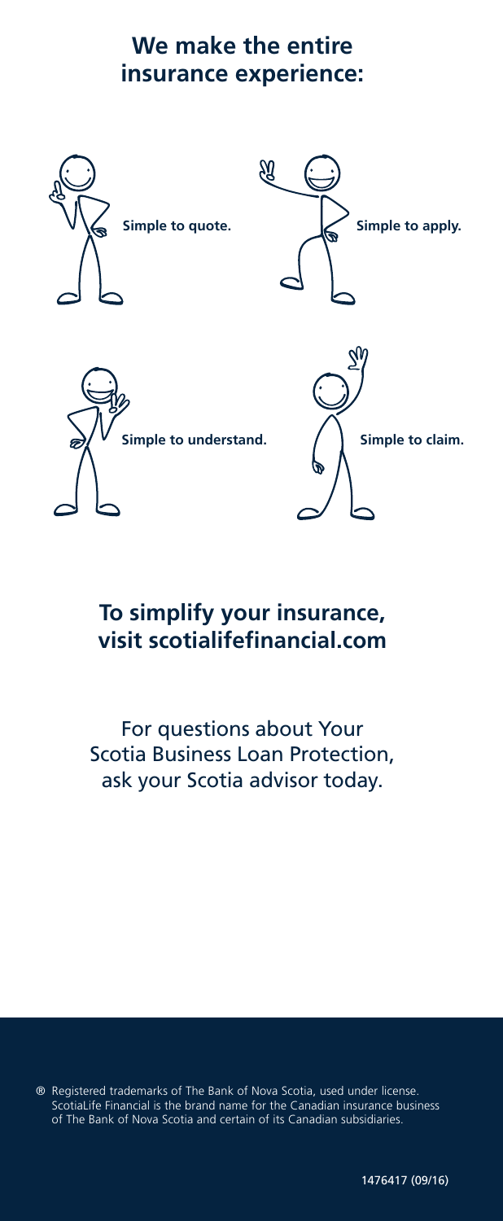## We make the entire insurance experience:

**Simple to quote.**

**Simple to apply.**

**Simple to understand.**

**Simple to claim.**

## To simplify your insurance, visit scotialifefinancial.com

For questions about Your Scotia Business Loan Protection, ask your Scotia advisor today.

® Registered trademarks of The Bank of Nova Scotia, used under license. ScotiaLife Financial is the brand name for the Canadian insurance business of The Bank of Nova Scotia and certain of its Canadian subsidiaries.

1476417 (09/16)